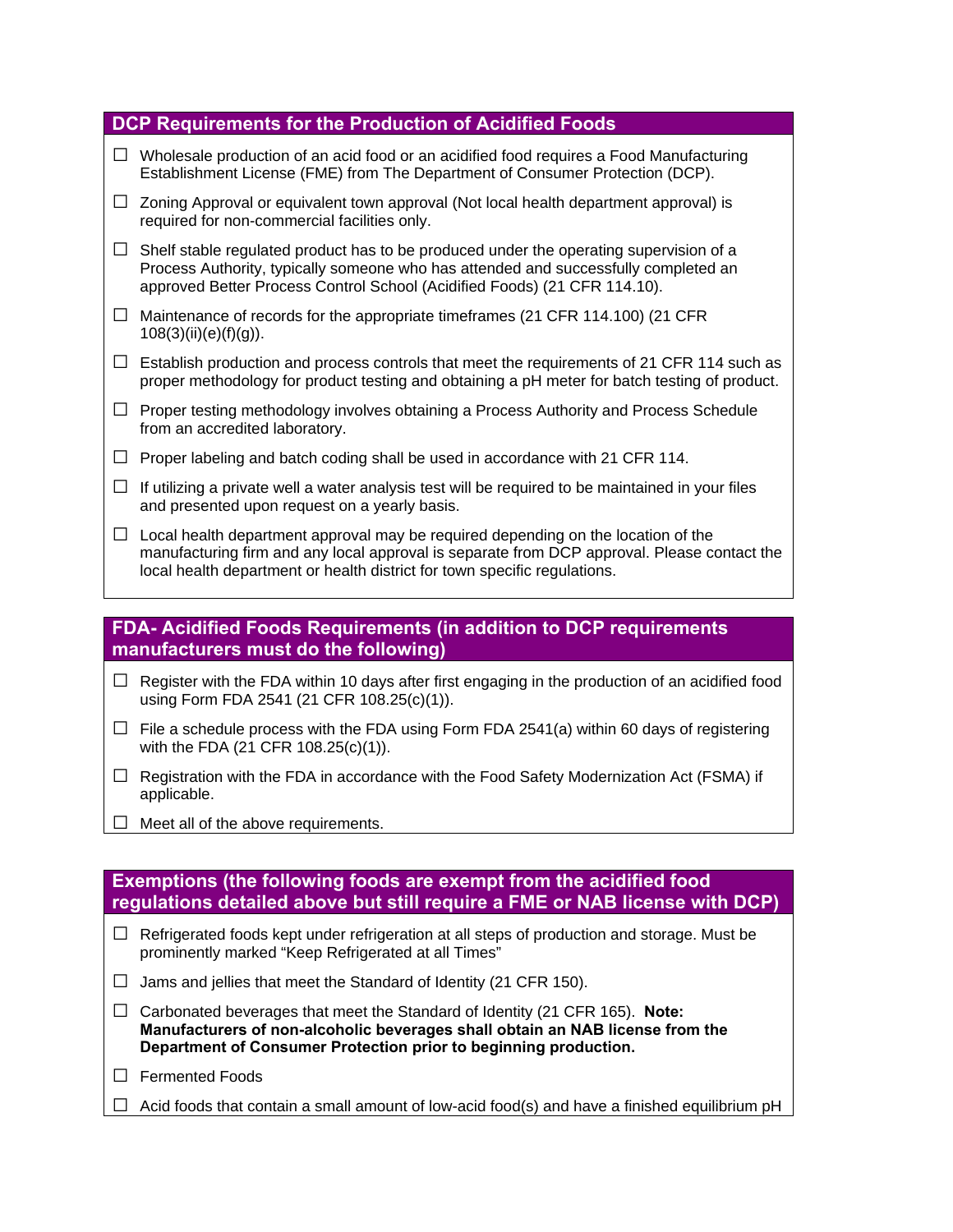## DCP Requirements for the Production of Acidified Foods

- ☐ Wholesale production of an acid food or an acidified food requires a Food Manufacturing Establishment License (FME) from The Department of Consumer Protection (DCP).
- ☐ Zoning Approval or equivalent town approval (Not local health department approval) is required for non-commercial facilities only.
- ☐ Shelf stable regulated product has to be produced under the operating supervision of a Process Authority, typically someone who has attended and successfully completed an approved Better Process Control School (Acidified Foods) (21 CFR 114.10).
- ☐ Maintenance of records for the appropriate timeframes (21 CFR 114.100) (21 CFR 108(3)(ii)(e)(f)(g)).
- ☐ Establish production and process controls that meet the requirements of 21 CFR 114 such as proper methodology for product testing and obtaining a pH meter for batch testing of product.
- ☐ Proper testing methodology involves obtaining a Process Authority and Process Schedule from an accredited laboratory.
- ☐ Proper labeling and batch coding shall be used in accordance with 21 CFR 114.
- ☐ If utilizing a private well a water analysis test will be required to be maintained in your files and presented upon request on a yearly basis.
- ☐ Local health department approval may be required depending on the location of the manufacturing firm and any local approval is separate from DCP approval. Please contact the local health department or health district for town specific regulations.

## FDA- Acidified Foods Requirements (in addition to DCP requirements manufacturers must do the following)

- ☐ Register with the FDA within 10 days after first engaging in the production of an acidified food using Form FDA 2541 (21 CFR 108.25(c)(1)).
- ☐ File a schedule process with the FDA using Form FDA 2541(a) within 60 days of registering with the FDA (21 CFR 108.25(c)(1)).
- ☐ Registration with the FDA in accordance with the Food Safety Modernization Act (FSMA) if applicable.
- ☐ Meet all of the above requirements.

## Exemptions (the following foods are exempt from the acidified food regulations detailed above but still require a FME or NAB license with DCP)

- ☐ Refrigerated foods kept under refrigeration at all steps of production and storage. Must be prominently marked "Keep Refrigerated at all Times"
- ☐ Jams and jellies that meet the Standard of Identity (21 CFR 150).
- ☐ Carbonated beverages that meet the Standard of Identity (21 CFR 165). **Note: Manufacturers of non-alcoholic beverages shall obtain an NAB license from the Department of Consumer Protection prior to beginning production.**
- ☐ Fermented Foods
- ☐ Acid foods that contain a small amount of low-acid food(s) and have a finished equilibrium pH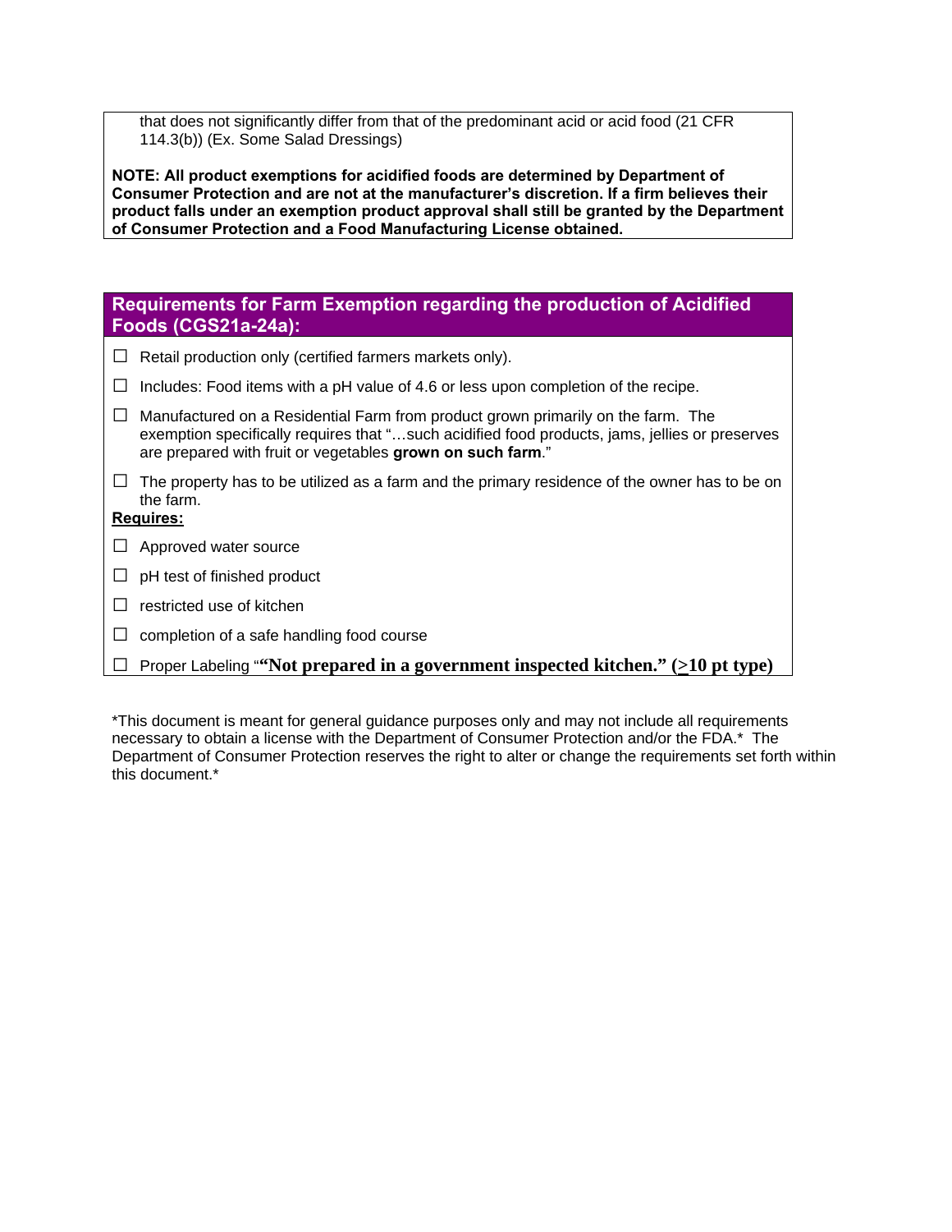that does not significantly differ from that of the predominant acid or acid food (21 CFR 114.3(b)) (Ex. Some Salad Dressings)

**NOTE: All product exemptions for acidified foods are determined by Department of Consumer Protection and are not at the manufacturer's discretion. If a firm believes their product falls under an exemption product approval shall still be granted by the Department of Consumer Protection and a Food Manufacturing License obtained.**

## Requirements for Farm Exemption regarding the production of Acidified Foods (CGS21a-24a):

- ☐ Retail production only (certified farmers markets only).
- ☐ Includes: Food items with a pH value of 4.6 or less upon completion of the recipe.
- ☐ Manufactured on a Residential Farm from product grown primarily on the farm. The exemption specifically requires that "…such acidified food products, jams, jellies or preserves are prepared with fruit or vegetables **grown on such farm**."
- ☐ The property has to be utilized as a farm and the primary residence of the owner has to be on the farm.

**<u>Requires:</u>**

- ☐ Approved water source
- ☐ pH test of finished product
- ☐ restricted use of kitchen
- ☐ completion of a safe handling food course
- ☐ Proper Labeling "**"Not prepared in a government inspected kitchen." (≥10 pt type)**

*This document is meant for general guidance purposes only and may not include all requirements necessary to obtain a license with the Department of Consumer Protection and/or the FDA.* The Department of Consumer Protection reserves the right to alter or change the requirements set forth within this document.*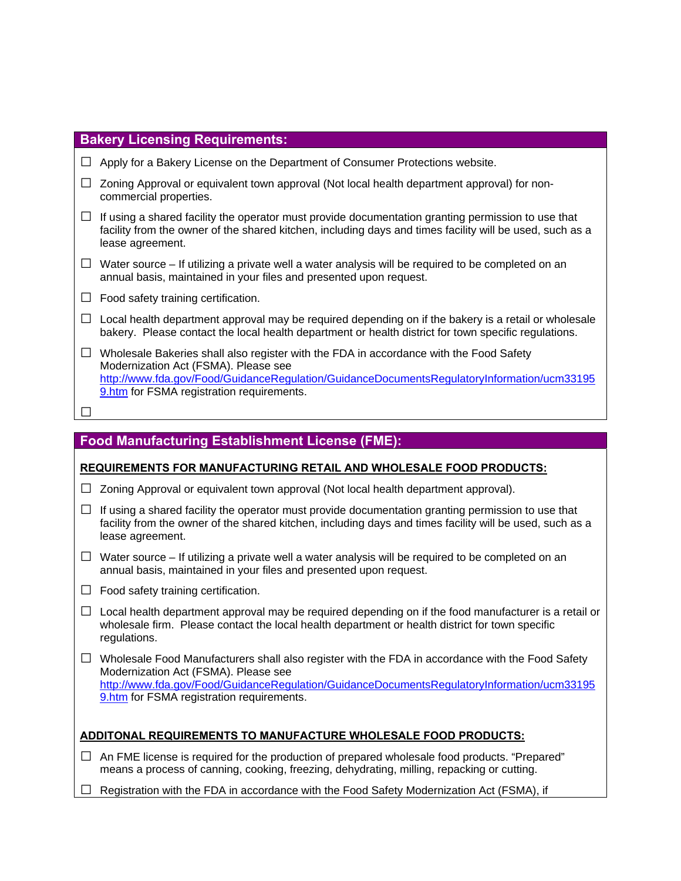## Bakery Licensing Requirements:

- ☐ Apply for a Bakery License on the Department of Consumer Protections website.
- ☐ Zoning Approval or equivalent town approval (Not local health department approval) for non-commercial properties.
- ☐ If using a shared facility the operator must provide documentation granting permission to use that facility from the owner of the shared kitchen, including days and times facility will be used, such as a lease agreement.
- ☐ Water source – If utilizing a private well a water analysis will be required to be completed on an annual basis, maintained in your files and presented upon request.
- ☐ Food safety training certification.
- ☐ Local health department approval may be required depending on if the bakery is a retail or wholesale bakery. Please contact the local health department or health district for town specific regulations.
- ☐ Wholesale Bakeries shall also register with the FDA in accordance with the Food Safety Modernization Act (FSMA). Please see http://www.fda.gov/Food/GuidanceRegulation/GuidanceDocumentsRegulatoryInformation/ucm331959.htm for FSMA registration requirements.
- ☐

## Food Manufacturing Establishment License (FME):

**REQUIREMENTS FOR MANUFACTURING RETAIL AND WHOLESALE FOOD PRODUCTS:**

- ☐ Zoning Approval or equivalent town approval (Not local health department approval).
- ☐ If using a shared facility the operator must provide documentation granting permission to use that facility from the owner of the shared kitchen, including days and times facility will be used, such as a lease agreement.
- ☐ Water source – If utilizing a private well a water analysis will be required to be completed on an annual basis, maintained in your files and presented upon request.
- ☐ Food safety training certification.
- ☐ Local health department approval may be required depending on if the food manufacturer is a retail or wholesale firm. Please contact the local health department or health district for town specific regulations.
- ☐ Wholesale Food Manufacturers shall also register with the FDA in accordance with the Food Safety Modernization Act (FSMA). Please see http://www.fda.gov/Food/GuidanceRegulation/GuidanceDocumentsRegulatoryInformation/ucm331959.htm for FSMA registration requirements.

**ADDITONAL REQUIREMENTS TO MANUFACTURE WHOLESALE FOOD PRODUCTS:**

- ☐ An FME license is required for the production of prepared wholesale food products. "Prepared" means a process of canning, cooking, freezing, dehydrating, milling, repacking or cutting.
- ☐ Registration with the FDA in accordance with the Food Safety Modernization Act (FSMA), if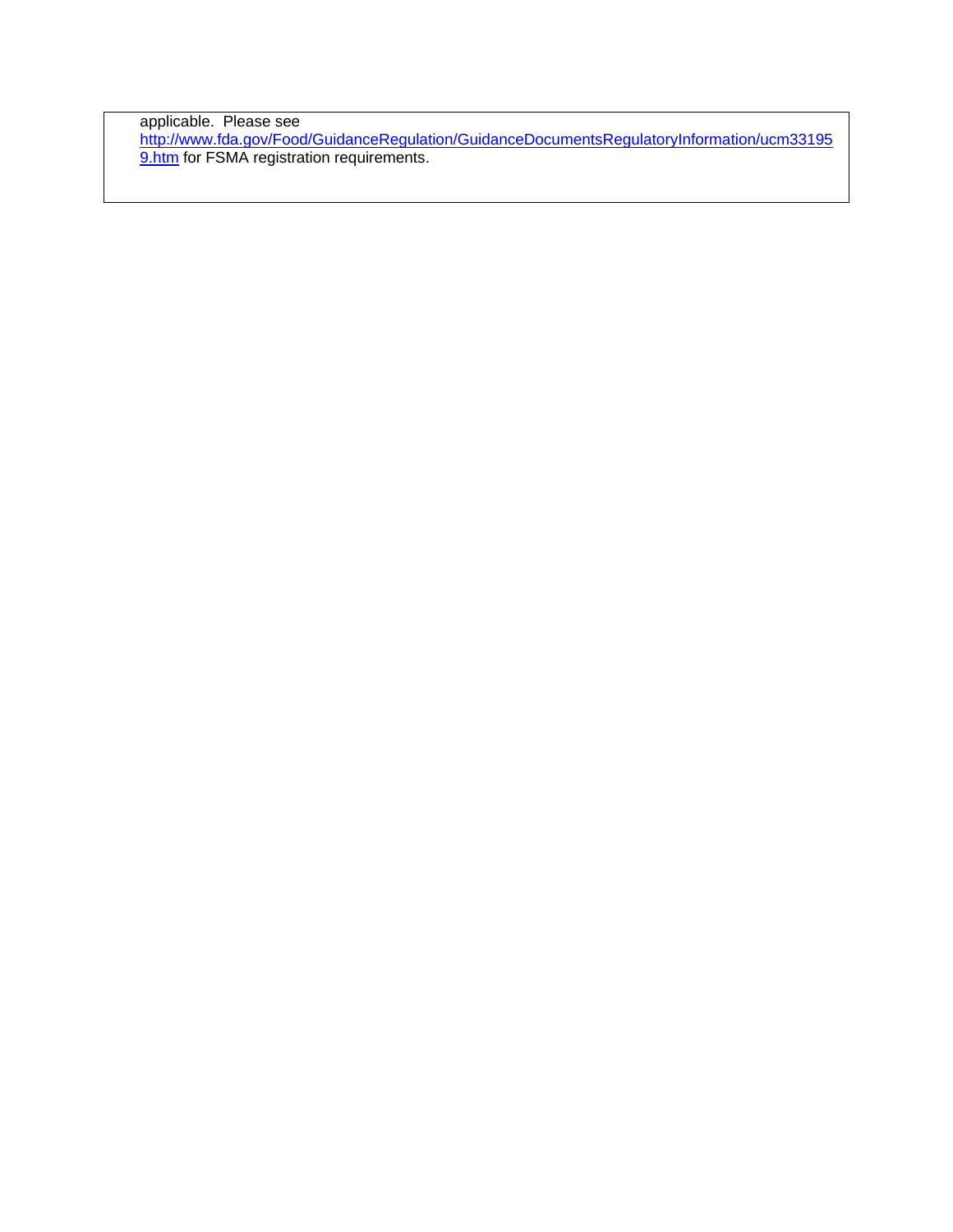applicable. Please see http://www.fda.gov/Food/GuidanceRegulation/GuidanceDocumentsRegulatoryInformation/ucm331959.htm for FSMA registration requirements.